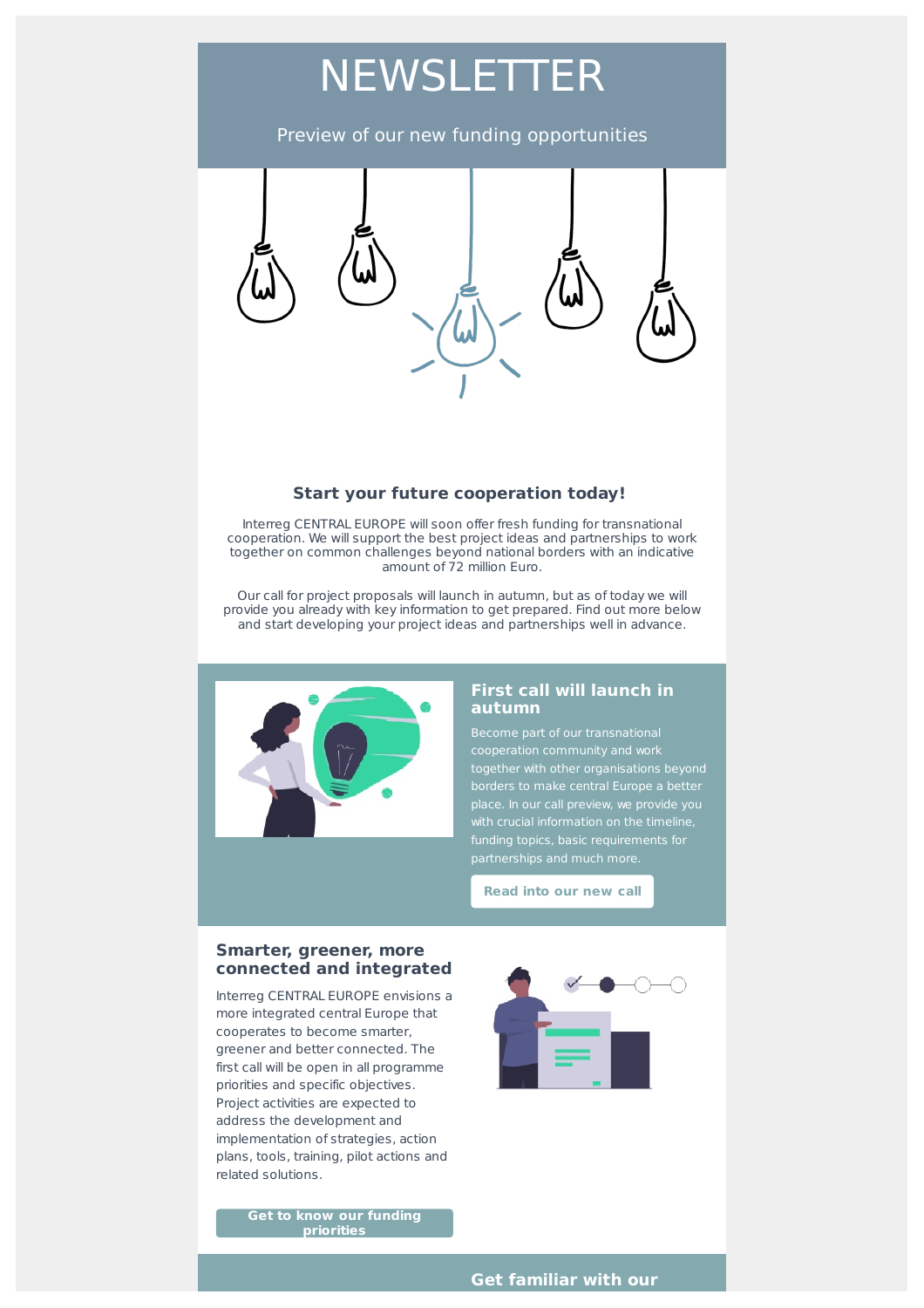# NEWSLETTER

Preview of our new funding opportunities

### Start your future cooperation today!

Interreg CENTRAL EUROPE will soon offer fresh funding for transnational cooperation. We will support the best project ideas and partnerships to work together on common challenges beyond national borders with an indicative amount of 72 million Euro.

Our call for project proposals will launch in autumn, but as of today we will provide you already with key information to get prepared. Find out more below and start developing your project ideas and partnerships well in advance.

### First call will launch in autumn

Become part of our transnational cooperation community and work together with other organisations beyond borders to make central Europe a better place. In our call preview, we provide you with crucial information on the timeline, funding topics, basic requirements for partnerships and much more.

**Read into our new call**

### Smarter, greener, more connected and integrated

Interreg CENTRAL EUROPE envisions a more integrated central Europe that cooperates to become smarter, greener and better connected. The first call will be open in all programme priorities and specific objectives. Project activities are expected to address the development and implementation of strategies, action plans, tools, training, pilot actions and related solutions.

**Get to know our funding priorities**

### Get familiar with our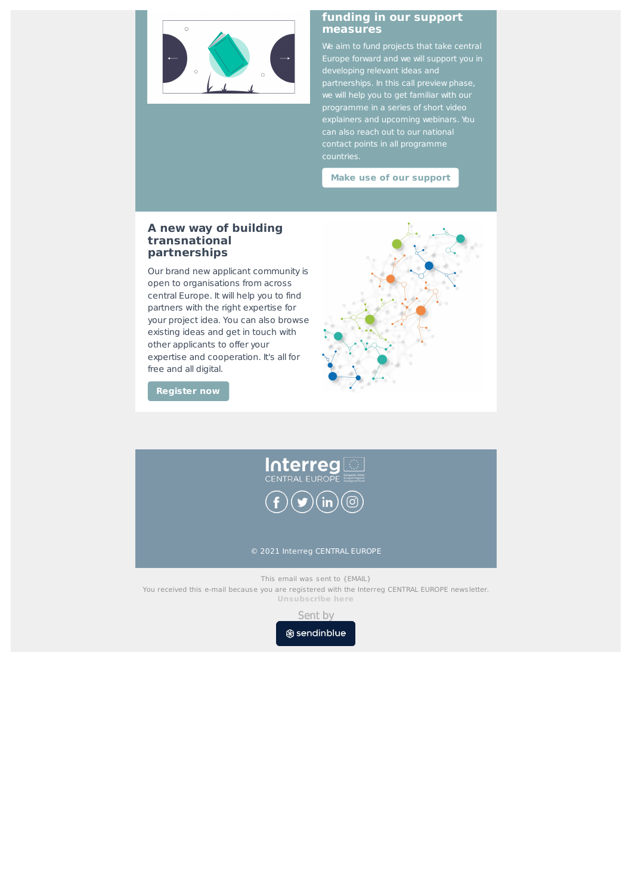## funding in our support measures

We aim to fund projects that take central Europe forward and we will support you in developing relevant ideas and partnerships. In this call preview phase, we will help you to get familiar with our programme in a series of short video explainers and upcoming webinars. You can also reach out to our national contact points in all programme countries.

**Make use of our support**

## A new way of building transnational partnerships

Our brand new applicant community is open to organisations from across central Europe. It will help you to find partners with the right expertise for your project idea. You can also browse existing ideas and get in touch with other applicants to offer your expertise and cooperation. It's all for free and all digital.

**Register now**

Interreg CENTRAL EUROPE

© 2021 Interreg CENTRAL EUROPE

This email was sent to {EMAIL}

You received this e-mail because you are registered with the Interreg CENTRAL EUROPE newsletter.

**Unsubscribe here**

Sent by

sendinblue